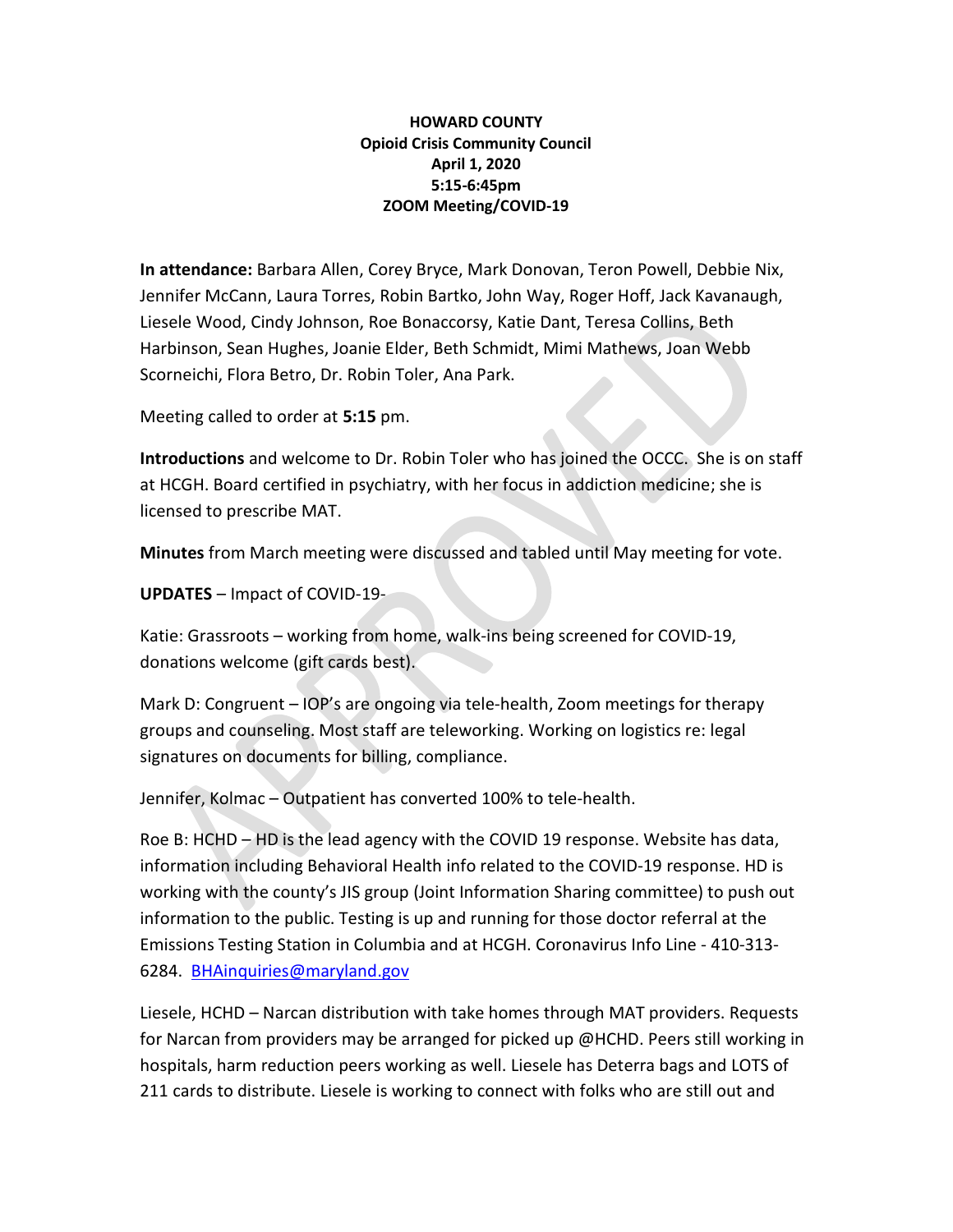**HOWARD COUNTY**
**Opioid Crisis Community Council**
**April 1, 2020**
**5:15-6:45pm**
**ZOOM Meeting/COVID-19**

**In attendance:** Barbara Allen, Corey Bryce, Mark Donovan, Teron Powell, Debbie Nix, Jennifer McCann, Laura Torres, Robin Bartko, John Way, Roger Hoff, Jack Kavanaugh, Liesele Wood, Cindy Johnson, Roe Bonaccorsy, Katie Dant, Teresa Collins, Beth Harbinson, Sean Hughes, Joanie Elder, Beth Schmidt, Mimi Mathews, Joan Webb Scorneichi, Flora Betro, Dr. Robin Toler, Ana Park.

Meeting called to order at **5:15** pm.

**Introductions** and welcome to Dr. Robin Toler who has joined the OCCC. She is on staff at HCGH. Board certified in psychiatry, with her focus in addiction medicine; she is licensed to prescribe MAT.

**Minutes** from March meeting were discussed and tabled until May meeting for vote.

**UPDATES** – Impact of COVID-19-

Katie: Grassroots – working from home, walk-ins being screened for COVID-19, donations welcome (gift cards best).

Mark D: Congruent – IOP's are ongoing via tele-health, Zoom meetings for therapy groups and counseling. Most staff are teleworking. Working on logistics re: legal signatures on documents for billing, compliance.

Jennifer, Kolmac – Outpatient has converted 100% to tele-health.

Roe B: HCHD – HD is the lead agency with the COVID 19 response. Website has data, information including Behavioral Health info related to the COVID-19 response. HD is working with the county's JIS group (Joint Information Sharing committee) to push out information to the public. Testing is up and running for those doctor referral at the Emissions Testing Station in Columbia and at HCGH. Coronavirus Info Line - 410-313-6284. BHAinquiries@maryland.gov

Liesele, HCHD – Narcan distribution with take homes through MAT providers. Requests for Narcan from providers may be arranged for picked up @HCHD. Peers still working in hospitals, harm reduction peers working as well. Liesele has Deterra bags and LOTS of 211 cards to distribute. Liesele is working to connect with folks who are still out and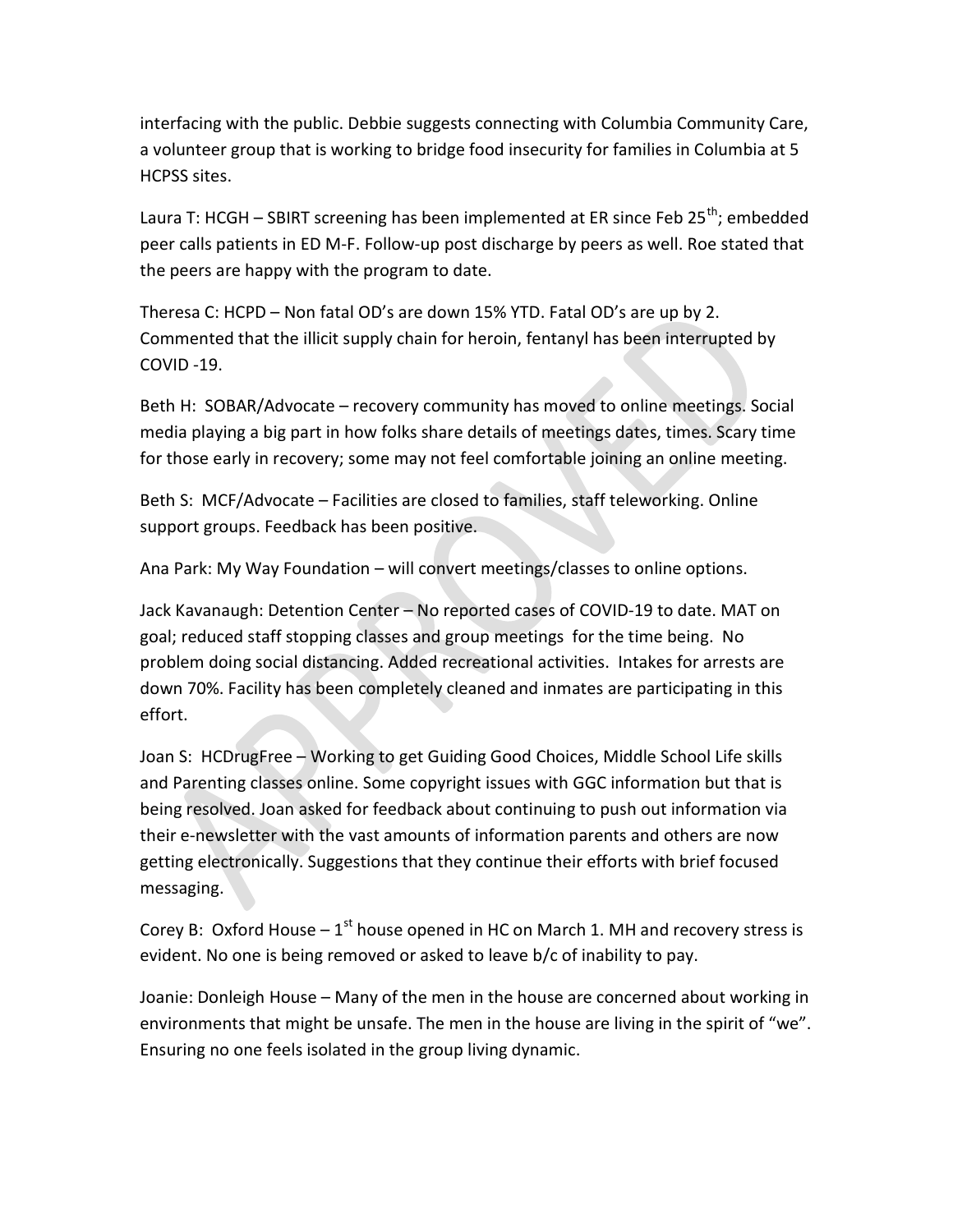interfacing with the public. Debbie suggests connecting with Columbia Community Care, a volunteer group that is working to bridge food insecurity for families in Columbia at 5 HCPSS sites.

Laura T: HCGH – SBIRT screening has been implemented at ER since Feb 25th; embedded peer calls patients in ED M-F. Follow-up post discharge by peers as well. Roe stated that the peers are happy with the program to date.

Theresa C: HCPD – Non fatal OD's are down 15% YTD. Fatal OD's are up by 2. Commented that the illicit supply chain for heroin, fentanyl has been interrupted by COVID -19.

Beth H: SOBAR/Advocate – recovery community has moved to online meetings. Social media playing a big part in how folks share details of meetings dates, times. Scary time for those early in recovery; some may not feel comfortable joining an online meeting.

Beth S: MCF/Advocate – Facilities are closed to families, staff teleworking. Online support groups. Feedback has been positive.

Ana Park: My Way Foundation – will convert meetings/classes to online options.

Jack Kavanaugh: Detention Center – No reported cases of COVID-19 to date. MAT on goal; reduced staff stopping classes and group meetings for the time being. No problem doing social distancing. Added recreational activities. Intakes for arrests are down 70%. Facility has been completely cleaned and inmates are participating in this effort.

Joan S: HCDrugFree – Working to get Guiding Good Choices, Middle School Life skills and Parenting classes online. Some copyright issues with GGC information but that is being resolved. Joan asked for feedback about continuing to push out information via their e-newsletter with the vast amounts of information parents and others are now getting electronically. Suggestions that they continue their efforts with brief focused messaging.

Corey B: Oxford House – 1st house opened in HC on March 1. MH and recovery stress is evident. No one is being removed or asked to leave b/c of inability to pay.

Joanie: Donleigh House – Many of the men in the house are concerned about working in environments that might be unsafe. The men in the house are living in the spirit of "we". Ensuring no one feels isolated in the group living dynamic.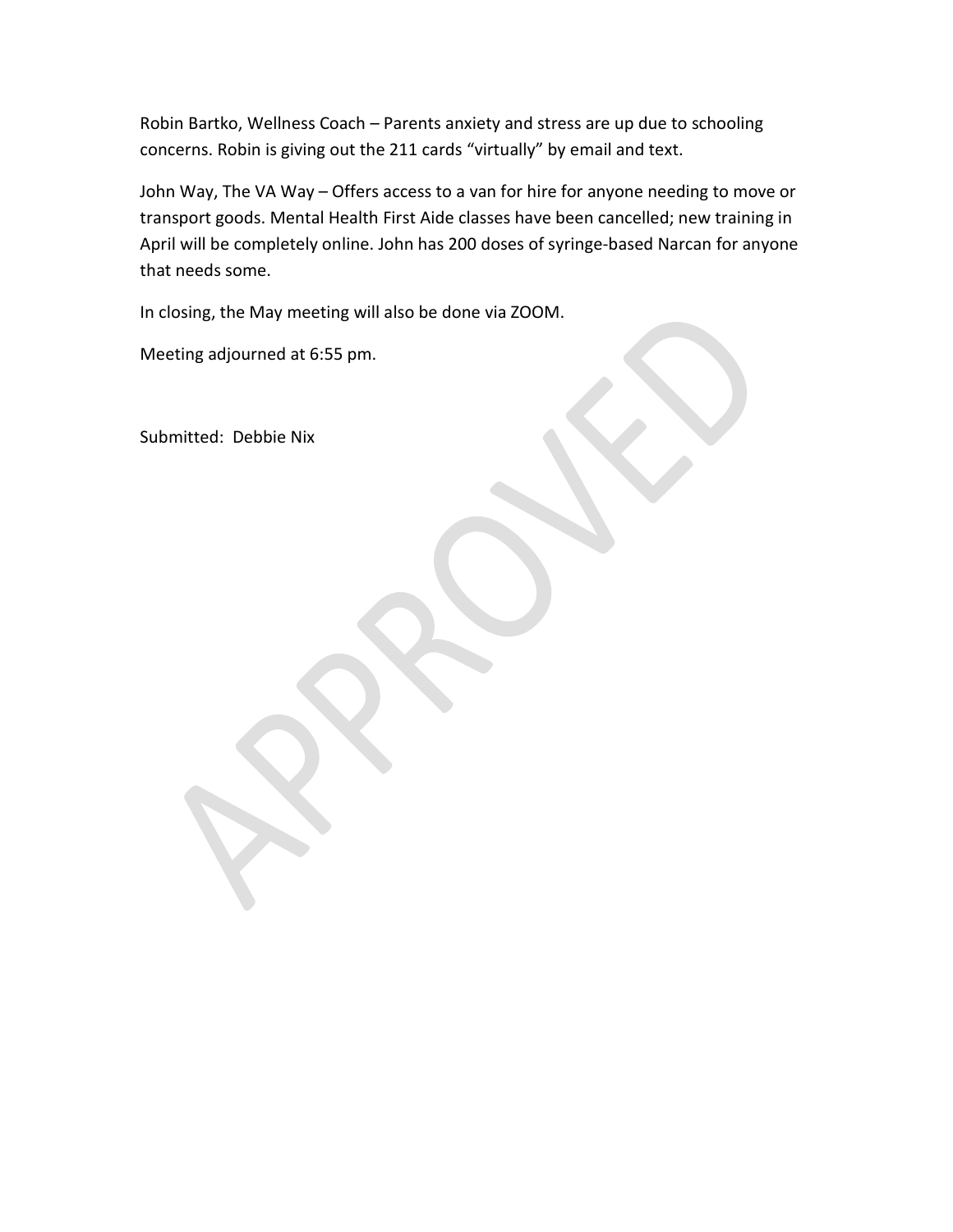Robin Bartko, Wellness Coach – Parents anxiety and stress are up due to schooling concerns. Robin is giving out the 211 cards "virtually" by email and text.

John Way, The VA Way – Offers access to a van for hire for anyone needing to move or transport goods. Mental Health First Aide classes have been cancelled; new training in April will be completely online. John has 200 doses of syringe-based Narcan for anyone that needs some.

In closing, the May meeting will also be done via ZOOM.

Meeting adjourned at 6:55 pm.

Submitted: Debbie Nix